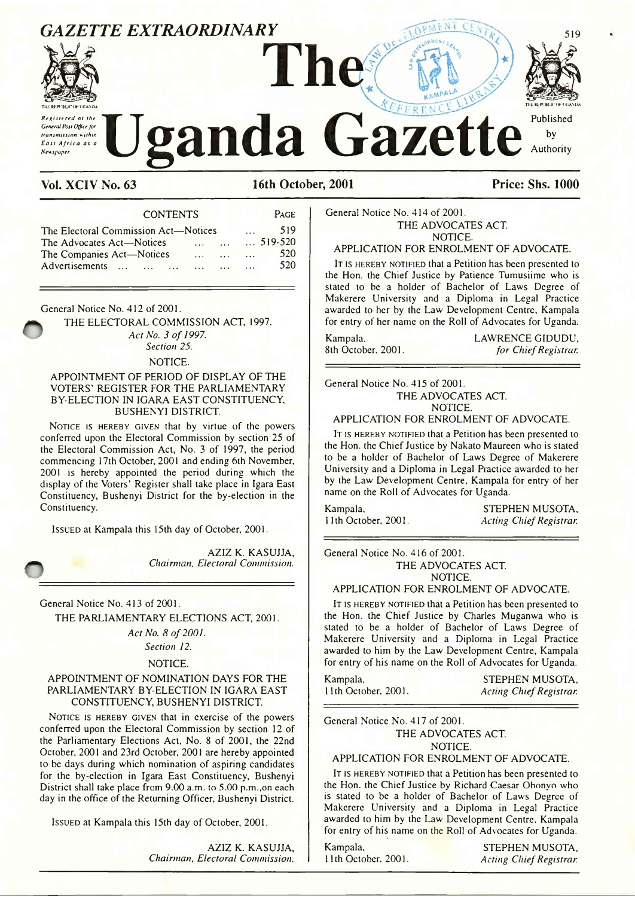# GAZETTE EXTRAORDINARY

# The Uganda Gazette

*Registered at the General Post Office for transmission within East Africa as a Newspaper*

Published by Authority

**Vol. XCIV No. 63** **16th October, 2001** **Price: Shs. 1000**

| CONTENTS | PAGE |
|---|---|
| The Electoral Commission Act—Notices ... | 519 |
| The Advocates Act—Notices ... ... ... | 519-520 |
| The Companies Act—Notices ... ... ... | 520 |
| Advertisements ... ... ... ... ... ... | 520 |

---

General Notice No. 412 of 2001.

THE ELECTORAL COMMISSION ACT, 1997.

*Act No. 3 of 1997.*

*Section 25.*

NOTICE.

APPOINTMENT OF PERIOD OF DISPLAY OF THE VOTERS' REGISTER FOR THE PARLIAMENTARY BY-ELECTION IN IGARA EAST CONSTITUENCY, BUSHENYI DISTRICT.

NOTICE IS HEREBY GIVEN that by virtue of the powers conferred upon the Electoral Commission by section 25 of the Electoral Commission Act, No. 3 of 1997, the period commencing 17th October, 2001 and ending 6th November, 2001 is hereby appointed the period during which the display of the Voters' Register shall take place in Igara East Constituency, Bushenyi District for the by-election in the Constituency.

ISSUED at Kampala this 15th day of October, 2001.

AZIZ K. KASUJJA,
*Chairman, Electoral Commission.*

---

General Notice No. 413 of 2001.

THE PARLIAMENTARY ELECTIONS ACT, 2001.

*Act No. 8 of 2001.*

*Section 12.*

NOTICE.

APPOINTMENT OF NOMINATION DAYS FOR THE PARLIAMENTARY BY-ELECTION IN IGARA EAST CONSTITUENCY, BUSHENYI DISTRICT.

NOTICE IS HEREBY GIVEN that in exercise of the powers conferred upon the Electoral Commission by section 12 of the Parliamentary Elections Act, No. 8 of 2001, the 22nd October, 2001 and 23rd October, 2001 are hereby appointed to be days during which nomination of aspiring candidates for the by-election in Igara East Constituency, Bushenyi District shall take place from 9.00 a.m. to 5.00 p.m.,on each day in the office of the Returning Officer, Bushenyi District.

ISSUED at Kampala this 15th day of October, 2001.

AZIZ K. KASUJJA,
*Chairman, Electoral Commission.*

---

General Notice No. 414 of 2001.

THE ADVOCATES ACT.

NOTICE.

APPLICATION FOR ENROLMENT OF ADVOCATE.

IT IS HEREBY NOTIFIED that a Petition has been presented to the Hon. the Chief Justice by Patience Tumusiime who is stated to be a holder of Bachelor of Laws Degree of Makerere University and a Diploma in Legal Practice awarded to her by the Law Development Centre, Kampala for entry of her name on the Roll of Advocates for Uganda.

Kampala,
8th October, 2001.

LAWRENCE GIDUDU,
*for Chief Registrar.*

---

General Notice No. 415 of 2001.

THE ADVOCATES ACT.

NOTICE.

APPLICATION FOR ENROLMENT OF ADVOCATE.

IT IS HEREBY NOTIFIED that a Petition has been presented to the Hon. the Chief Justice by Nakato Maureen who is stated to be a holder of Bachelor of Laws Degree of Makerere University and a Diploma in Legal Practice awarded to her by the Law Development Centre, Kampala for entry of her name on the Roll of Advocates for Uganda.

Kampala,
11th October, 2001.

STEPHEN MUSOTA,
*Acting Chief Registrar.*

---

General Notice No. 416 of 2001.

THE ADVOCATES ACT.

NOTICE.

APPLICATION FOR ENROLMENT OF ADVOCATE.

IT IS HEREBY NOTIFIED that a Petition has been presented to the Hon. the Chief Justice by Charles Muganwa who is stated to be a holder of Bachelor of Laws Degree of Makerere University and a Diploma in Legal Practice awarded to him by the Law Development Centre, Kampala for entry of his name on the Roll of Advocates for Uganda.

Kampala,
11th October, 2001.

STEPHEN MUSOTA,
*Acting Chief Registrar.*

---

General Notice No. 417 of 2001.

THE ADVOCATES ACT.

NOTICE.

APPLICATION FOR ENROLMENT OF ADVOCATE.

IT IS HEREBY NOTIFIED that a Petition has been presented to the Hon. the Chief Justice by Richard Caesar Obonyo who is stated to be a holder of Bachelor of Laws Degree of Makerere University and a Diploma in Legal Practice awarded to him by the Law Development Centre, Kampala for entry of his name on the Roll of Advocates for Uganda.

Kampala,
11th October, 2001.

STEPHEN MUSOTA,
*Acting Chief Registrar.*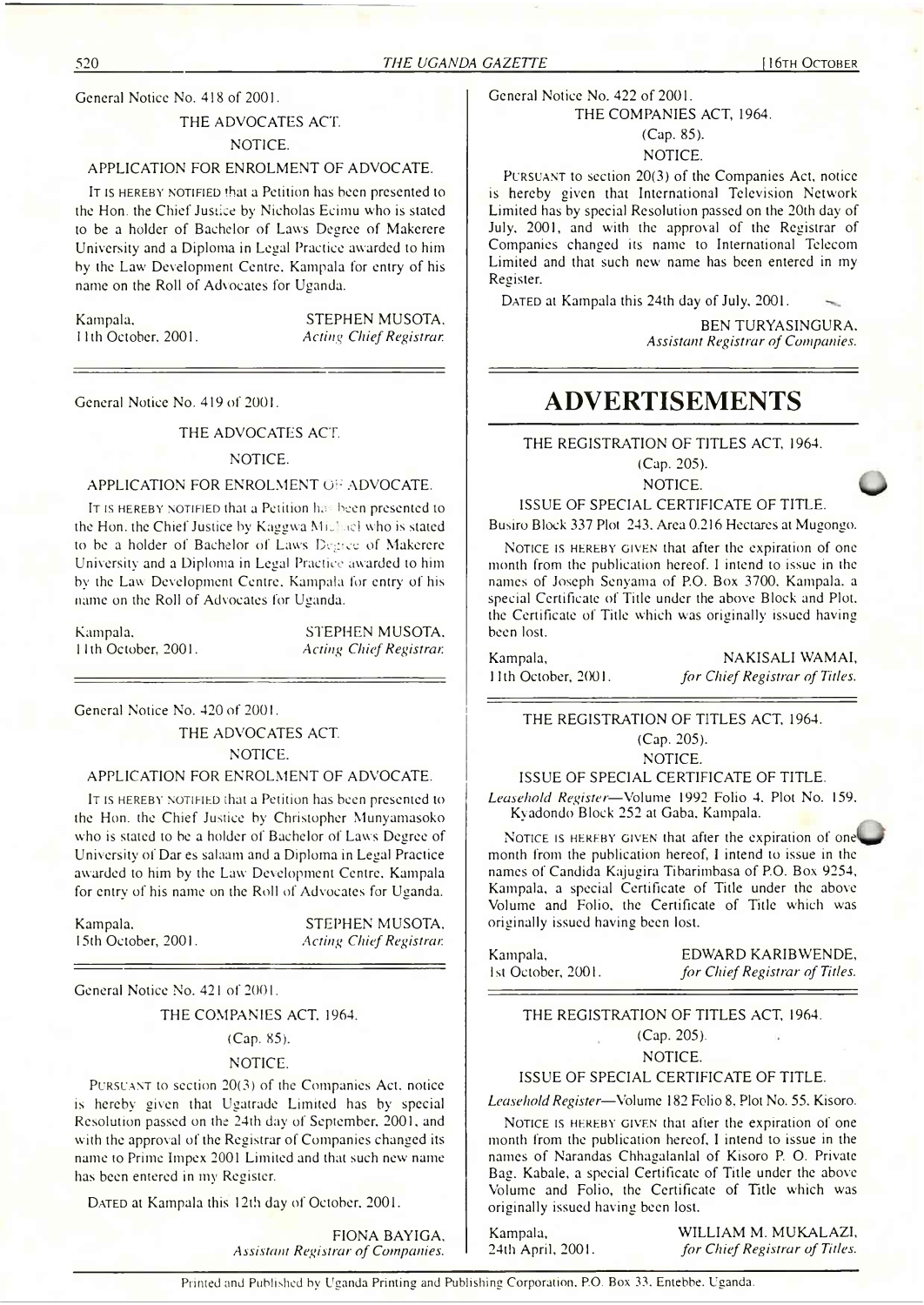General Notice No. 418 of 2001.

THE ADVOCATES ACT.

NOTICE.

APPLICATION FOR ENROLMENT OF ADVOCATE.

IT IS HEREBY NOTIFIED that a Petition has been presented to the Hon. the Chief Justice by Nicholas Ecimu who is stated to be a holder of Bachelor of Laws Degree of Makerere University and a Diploma in Legal Practice awarded to him by the Law Development Centre, Kampala for entry of his name on the Roll of Advocates for Uganda.

Kampala, 11th October, 2001.

STEPHEN MUSOTA,
*Acting Chief Registrar.*

---

General Notice No. 419 of 2001.

THE ADVOCATES ACT.

NOTICE.

APPLICATION FOR ENROLMENT OF ADVOCATE.

IT IS HEREBY NOTIFIED that a Petition has been presented to the Hon. the Chief Justice by Kaggwa Michael who is stated to be a holder of Bachelor of Laws Degree of Makerere University and a Diploma in Legal Practice awarded to him by the Law Development Centre, Kampala for entry of his name on the Roll of Advocates for Uganda.

Kampala, 11th October, 2001.

STEPHEN MUSOTA,
*Acting Chief Registrar.*

---

General Notice No. 420 of 2001.

THE ADVOCATES ACT.

NOTICE.

APPLICATION FOR ENROLMENT OF ADVOCATE.

IT IS HEREBY NOTIFIED that a Petition has been presented to the Hon. the Chief Justice by Christopher Munyamasoko who is stated to be a holder of Bachelor of Laws Degree of University of Dar es salaam and a Diploma in Legal Practice awarded to him by the Law Development Centre, Kampala for entry of his name on the Roll of Advocates for Uganda.

Kampala, 15th October, 2001.

STEPHEN MUSOTA,
*Acting Chief Registrar.*

---

General Notice No. 421 of 2001.

THE COMPANIES ACT, 1964.

(Cap. 85).

NOTICE.

PURSUANT to section 20(3) of the Companies Act, notice is hereby given that Ugatrade Limited has by special Resolution passed on the 24th day of September, 2001, and with the approval of the Registrar of Companies changed its name to Prime Impex 2001 Limited and that such new name has been entered in my Register.

DATED at Kampala this 12th day of October, 2001.

FIONA BAYIGA,
*Assistant Registrar of Companies.*

---

General Notice No. 422 of 2001.

THE COMPANIES ACT, 1964.

(Cap. 85).

NOTICE.

PURSUANT to section 20(3) of the Companies Act, notice is hereby given that International Television Network Limited has by special Resolution passed on the 20th day of July, 2001, and with the approval of the Registrar of Companies changed its name to International Telecom Limited and that such new name has been entered in my Register.

DATED at Kampala this 24th day of July, 2001.

BEN TURYASINGURA,
*Assistant Registrar of Companies.*

---

# ADVERTISEMENTS

THE REGISTRATION OF TITLES ACT, 1964.

(Cap. 205).

NOTICE.

ISSUE OF SPECIAL CERTIFICATE OF TITLE.

Busiro Block 337 Plot 243, Area 0.216 Hectares at Mugongo.

NOTICE IS HEREBY GIVEN that after the expiration of one month from the publication hereof, I intend to issue in the names of Joseph Senyama of P.O. Box 3700, Kampala, a special Certificate of Title under the above Block and Plot, the Certificate of Title which was originally issued having been lost.

Kampala, 11th October, 2001.

NAKISALI WAMAI,
*for Chief Registrar of Titles.*

---

THE REGISTRATION OF TITLES ACT, 1964.

(Cap. 205).

NOTICE.

ISSUE OF SPECIAL CERTIFICATE OF TITLE.

*Leasehold Register*—Volume 1992 Folio 4, Plot No. 159, Kyadondo Block 252 at Gaba, Kampala.

NOTICE IS HEREBY GIVEN that after the expiration of one month from the publication hereof, I intend to issue in the names of Candida Kajugira Tibarimbasa of P.O. Box 9254, Kampala, a special Certificate of Title under the above Volume and Folio, the Certificate of Title which was originally issued having been lost.

Kampala, 1st October, 2001.

EDWARD KARIBWENDE,
*for Chief Registrar of Titles.*

---

THE REGISTRATION OF TITLES ACT, 1964.

(Cap. 205).

NOTICE.

ISSUE OF SPECIAL CERTIFICATE OF TITLE.

*Leasehold Register*—Volume 182 Folio 8, Plot No. 55, Kisoro.

NOTICE IS HEREBY GIVEN that after the expiration of one month from the publication hereof, I intend to issue in the names of Narandas Chhagalanlal of Kisoro P. O. Private Bag, Kabale, a special Certificate of Title under the above Volume and Folio, the Certificate of Title which was originally issued having been lost.

Kampala, 24th April, 2001.

WILLIAM M. MUKALAZI,
*for Chief Registrar of Titles.*

---

Printed and Published by Uganda Printing and Publishing Corporation, P.O. Box 33, Entebbe, Uganda.